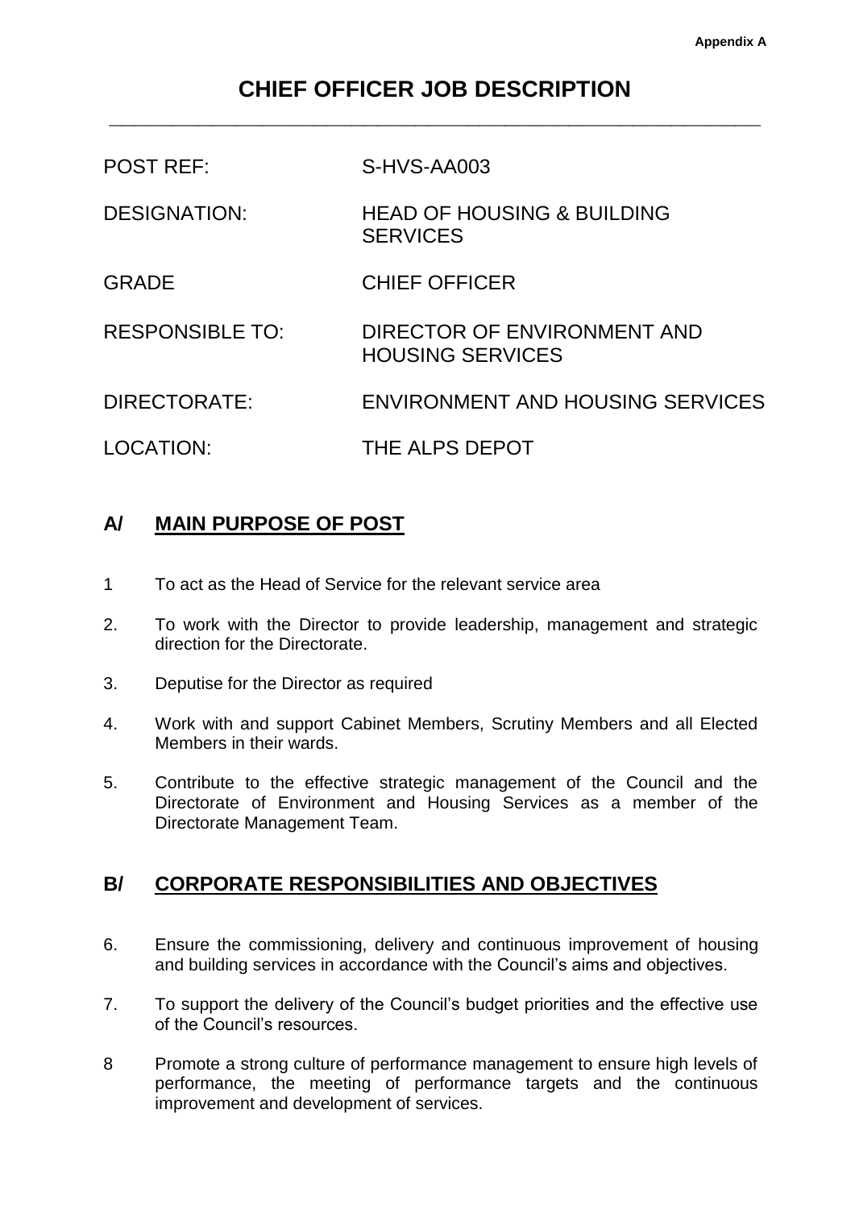Appendix A

# CHIEF OFFICER JOB DESCRIPTION

| | |
|---|---|
| POST REF: | S-HVS-AA003 |
| DESIGNATION: | HEAD OF HOUSING & BUILDING SERVICES |
| GRADE | CHIEF OFFICER |
| RESPONSIBLE TO: | DIRECTOR OF ENVIRONMENT AND HOUSING SERVICES |
| DIRECTORATE: | ENVIRONMENT AND HOUSING SERVICES |
| LOCATION: | THE ALPS DEPOT |

## A/ MAIN PURPOSE OF POST

1 To act as the Head of Service for the relevant service area

2. To work with the Director to provide leadership, management and strategic direction for the Directorate.

3. Deputise for the Director as required

4. Work with and support Cabinet Members, Scrutiny Members and all Elected Members in their wards.

5. Contribute to the effective strategic management of the Council and the Directorate of Environment and Housing Services as a member of the Directorate Management Team.

## B/ CORPORATE RESPONSIBILITIES AND OBJECTIVES

6. Ensure the commissioning, delivery and continuous improvement of housing and building services in accordance with the Council's aims and objectives.

7. To support the delivery of the Council's budget priorities and the effective use of the Council's resources.

8 Promote a strong culture of performance management to ensure high levels of performance, the meeting of performance targets and the continuous improvement and development of services.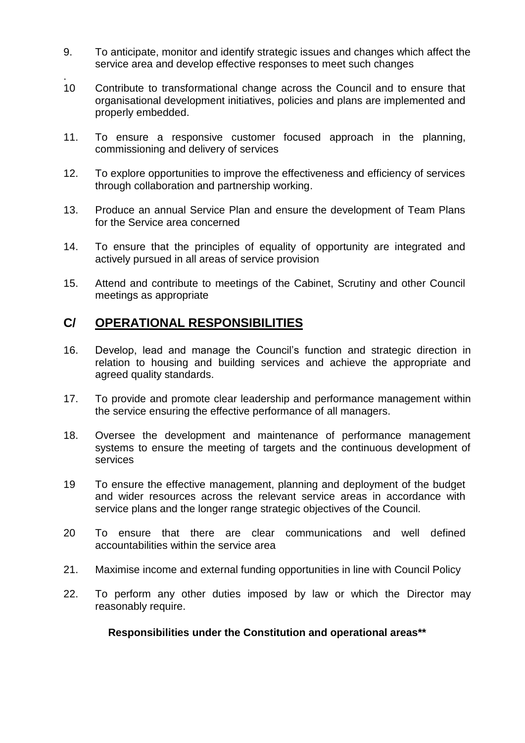9. To anticipate, monitor and identify strategic issues and changes which affect the service area and develop effective responses to meet such changes
.
10 Contribute to transformational change across the Council and to ensure that organisational development initiatives, policies and plans are implemented and properly embedded.

11. To ensure a responsive customer focused approach in the planning, commissioning and delivery of services

12. To explore opportunities to improve the effectiveness and efficiency of services through collaboration and partnership working.

13. Produce an annual Service Plan and ensure the development of Team Plans for the Service area concerned

14. To ensure that the principles of equality of opportunity are integrated and actively pursued in all areas of service provision

15. Attend and contribute to meetings of the Cabinet, Scrutiny and other Council meetings as appropriate

## C/ <u>OPERATIONAL RESPONSIBILITIES</u>

16. Develop, lead and manage the Council's function and strategic direction in relation to housing and building services and achieve the appropriate and agreed quality standards.

17. To provide and promote clear leadership and performance management within the service ensuring the effective performance of all managers.

18. Oversee the development and maintenance of performance management systems to ensure the meeting of targets and the continuous development of services

19 To ensure the effective management, planning and deployment of the budget and wider resources across the relevant service areas in accordance with service plans and the longer range strategic objectives of the Council.

20 To ensure that there are clear communications and well defined accountabilities within the service area

21. Maximise income and external funding opportunities in line with Council Policy

22. To perform any other duties imposed by law or which the Director may reasonably require.

**Responsibilities under the Constitution and operational areas****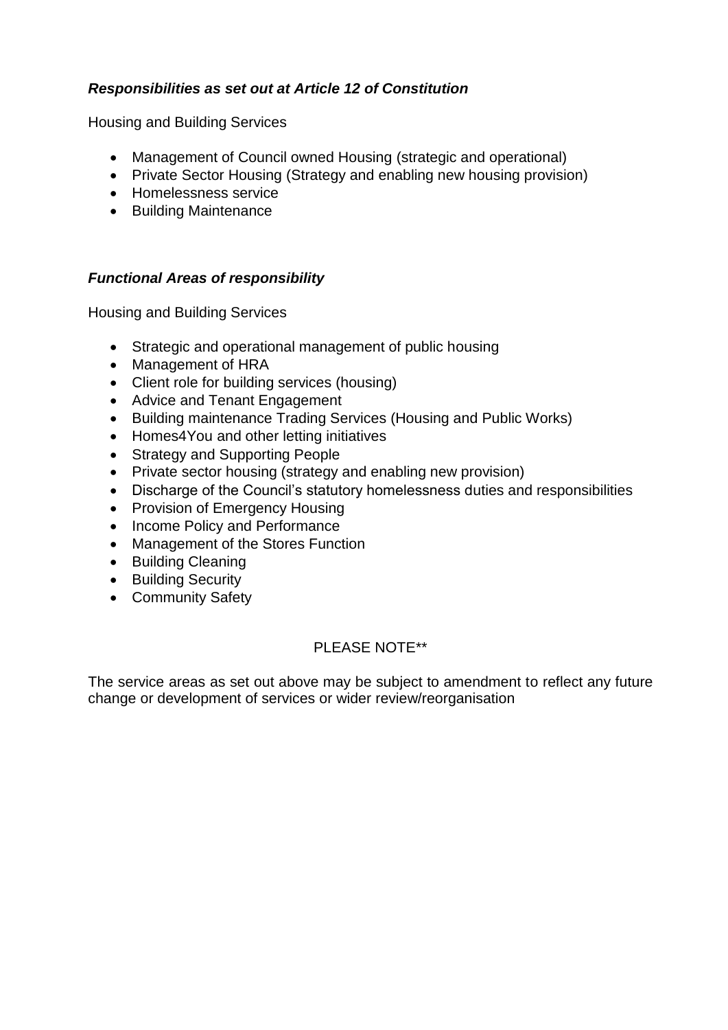### *Responsibilities as set out at Article 12 of Constitution*

Housing and Building Services

- Management of Council owned Housing (strategic and operational)
- Private Sector Housing (Strategy and enabling new housing provision)
- Homelessness service
- Building Maintenance

### *Functional Areas of responsibility*

Housing and Building Services

- Strategic and operational management of public housing
- Management of HRA
- Client role for building services (housing)
- Advice and Tenant Engagement
- Building maintenance Trading Services (Housing and Public Works)
- Homes4You and other letting initiatives
- Strategy and Supporting People
- Private sector housing (strategy and enabling new provision)
- Discharge of the Council's statutory homelessness duties and responsibilities
- Provision of Emergency Housing
- Income Policy and Performance
- Management of the Stores Function
- Building Cleaning
- Building Security
- Community Safety

PLEASE NOTE**

The service areas as set out above may be subject to amendment to reflect any future change or development of services or wider review/reorganisation